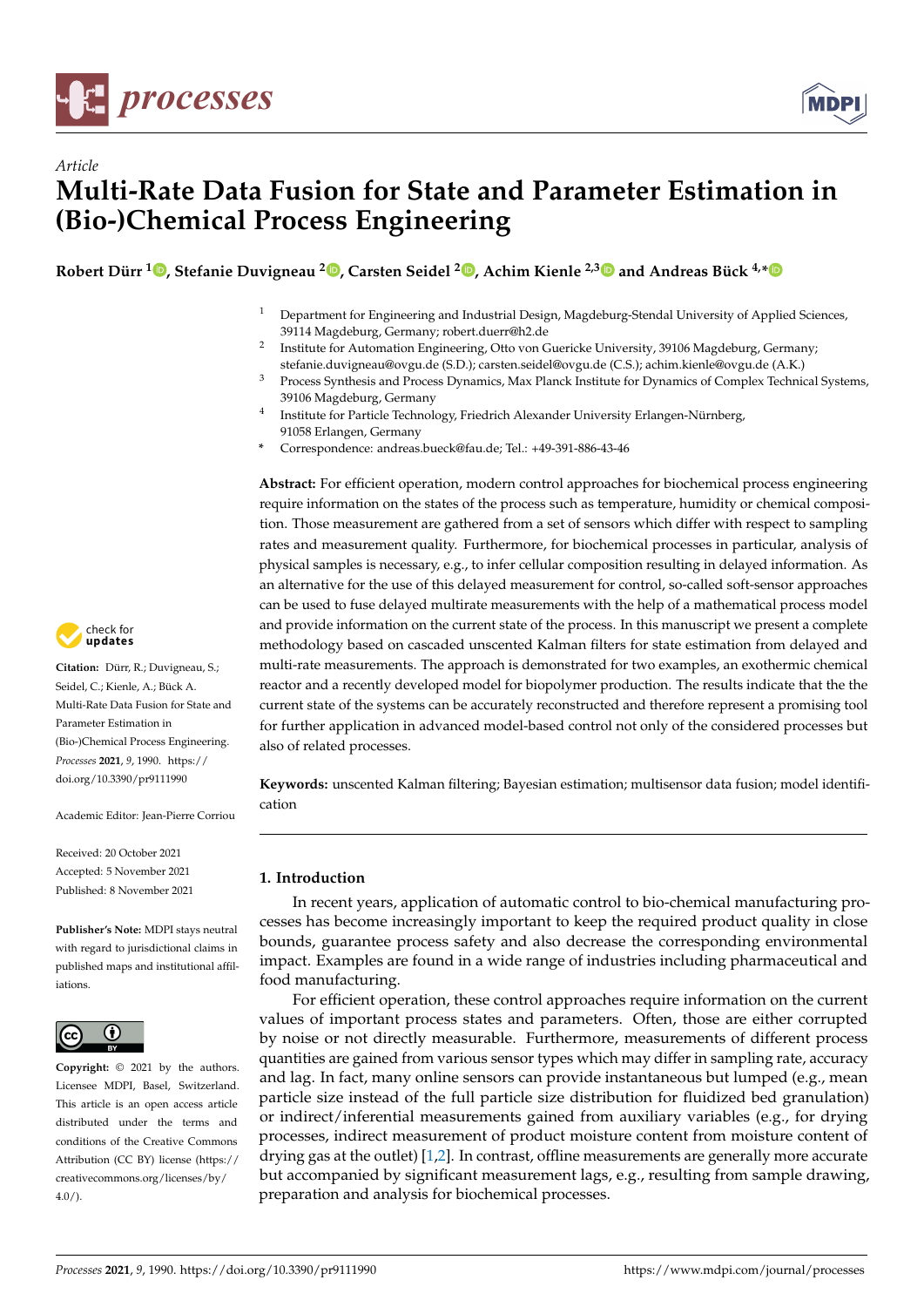*Article*

# Multi-Rate Data Fusion for State and Parameter Estimation in (Bio-)Chemical Process Engineering

**Robert Dürr [1], Stefanie Duvigneau [2], Carsten Seidel [2], Achim Kienle [2,3] and Andreas Bück [4,*]**

[1] Department for Engineering and Industrial Design, Magdeburg-Stendal University of Applied Sciences, 39114 Magdeburg, Germany; robert.duerr@h2.de

[2] Institute for Automation Engineering, Otto von Guericke University, 39106 Magdeburg, Germany; stefanie.duvigneau@ovgu.de (S.D.); carsten.seidel@ovgu.de (C.S.); achim.kienle@ovgu.de (A.K.)

[3] Process Synthesis and Process Dynamics, Max Planck Institute for Dynamics of Complex Technical Systems, 39106 Magdeburg, Germany

[4] Institute for Particle Technology, Friedrich Alexander University Erlangen-Nürnberg, 91058 Erlangen, Germany

[*] Correspondence: andreas.bueck@fau.de; Tel.: +49-391-886-43-46

**Abstract:** For efficient operation, modern control approaches for biochemical process engineering require information on the states of the process such as temperature, humidity or chemical composition. Those measurement are gathered from a set of sensors which differ with respect to sampling rates and measurement quality. Furthermore, for biochemical processes in particular, analysis of physical samples is necessary, e.g., to infer cellular composition resulting in delayed information. As an alternative for the use of this delayed measurement for control, so-called soft-sensor approaches can be used to fuse delayed multirate measurements with the help of a mathematical process model and provide information on the current state of the process. In this manuscript we present a complete methodology based on cascaded unscented Kalman filters for state estimation from delayed and multi-rate measurements. The approach is demonstrated for two examples, an exothermic chemical reactor and a recently developed model for biopolymer production. The results indicate that the the current state of the systems can be accurately reconstructed and therefore represent a promising tool for further application in advanced model-based control not only of the considered processes but also of related processes.

**Keywords:** unscented Kalman filtering; Bayesian estimation; multisensor data fusion; model identification

**Citation:** Dürr, R.; Duvigneau, S.; Seidel, C.; Kienle, A.; Bück A. Multi-Rate Data Fusion for State and Parameter Estimation in (Bio-)Chemical Process Engineering. *Processes* **2021**, *9*, 1990. https://doi.org/10.3390/pr9111990

Academic Editor: Jean-Pierre Corriou

Received: 20 October 2021
Accepted: 5 November 2021
Published: 8 November 2021

**Publisher's Note:** MDPI stays neutral with regard to jurisdictional claims in published maps and institutional affiliations.

**Copyright:** © 2021 by the authors. Licensee MDPI, Basel, Switzerland. This article is an open access article distributed under the terms and conditions of the Creative Commons Attribution (CC BY) license (https://creativecommons.org/licenses/by/4.0/).

## 1. Introduction

In recent years, application of automatic control to bio-chemical manufacturing processes has become increasingly important to keep the required product quality in close bounds, guarantee process safety and also decrease the corresponding environmental impact. Examples are found in a wide range of industries including pharmaceutical and food manufacturing.

For efficient operation, these control approaches require information on the current values of important process states and parameters. Often, those are either corrupted by noise or not directly measurable. Furthermore, measurements of different process quantities are gained from various sensor types which may differ in sampling rate, accuracy and lag. In fact, many online sensors can provide instantaneous but lumped (e.g., mean particle size instead of the full particle size distribution for fluidized bed granulation) or indirect/inferential measurements gained from auxiliary variables (e.g., for drying processes, indirect measurement of product moisture content from moisture content of drying gas at the outlet) [1,2]. In contrast, offline measurements are generally more accurate but accompanied by significant measurement lags, e.g., resulting from sample drawing, preparation and analysis for biochemical processes.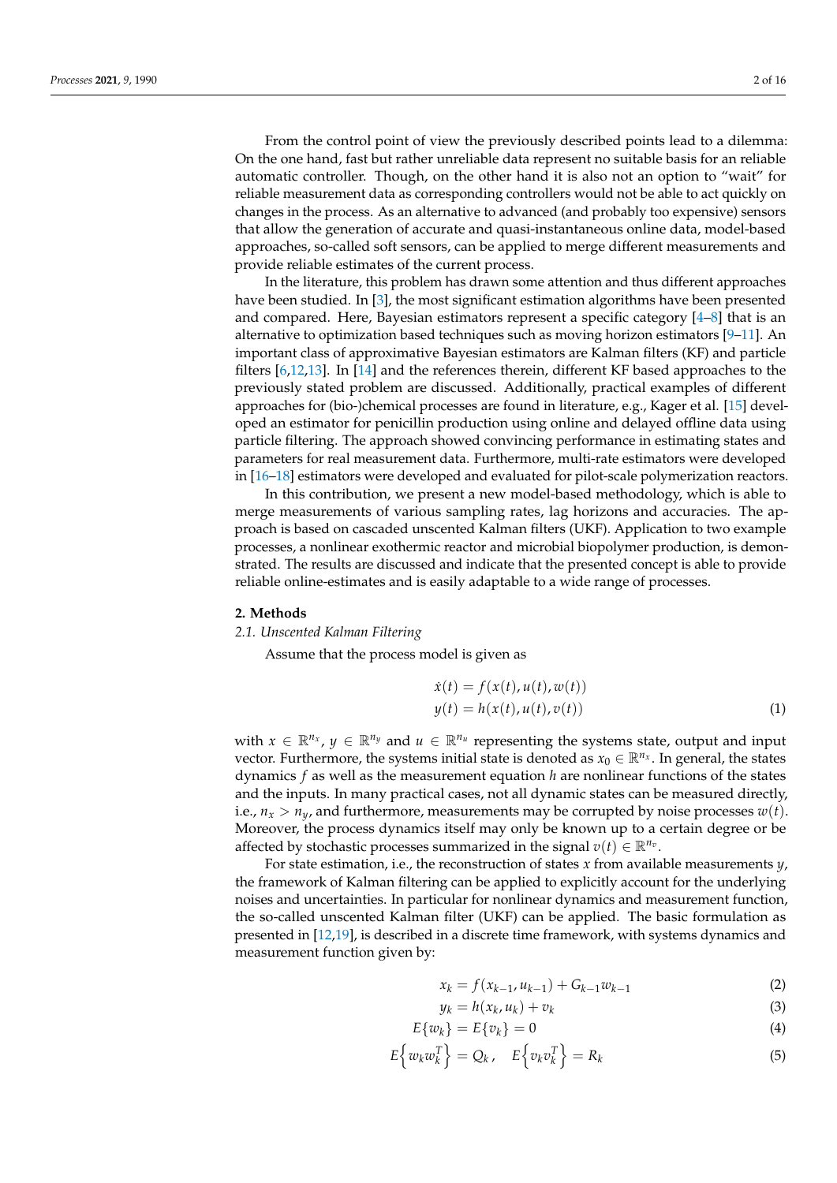From the control point of view the previously described points lead to a dilemma: On the one hand, fast but rather unreliable data represent no suitable basis for an reliable automatic controller. Though, on the other hand it is also not an option to "wait" for reliable measurement data as corresponding controllers would not be able to act quickly on changes in the process. As an alternative to advanced (and probably too expensive) sensors that allow the generation of accurate and quasi-instantaneous online data, model-based approaches, so-called soft sensors, can be applied to merge different measurements and provide reliable estimates of the current process.

In the literature, this problem has drawn some attention and thus different approaches have been studied. In [3], the most significant estimation algorithms have been presented and compared. Here, Bayesian estimators represent a specific category [4–8] that is an alternative to optimization based techniques such as moving horizon estimators [9–11]. An important class of approximative Bayesian estimators are Kalman filters (KF) and particle filters [6,12,13]. In [14] and the references therein, different KF based approaches to the previously stated problem are discussed. Additionally, practical examples of different approaches for (bio-)chemical processes are found in literature, e.g., Kager et al. [15] developed an estimator for penicillin production using online and delayed offline data using particle filtering. The approach showed convincing performance in estimating states and parameters for real measurement data. Furthermore, multi-rate estimators were developed in [16–18] estimators were developed and evaluated for pilot-scale polymerization reactors.

In this contribution, we present a new model-based methodology, which is able to merge measurements of various sampling rates, lag horizons and accuracies. The approach is based on cascaded unscented Kalman filters (UKF). Application to two example processes, a nonlinear exothermic reactor and microbial biopolymer production, is demonstrated. The results are discussed and indicate that the presented concept is able to provide reliable online-estimates and is easily adaptable to a wide range of processes.

## 2. Methods

### 2.1. Unscented Kalman Filtering

Assume that the process model is given as

$$
\begin{aligned}
\dot{x}(t) &= f(x(t), u(t), w(t)) \\
y(t) &= h(x(t), u(t), v(t))
\end{aligned} \tag{1}
$$

with $x \in \mathbb{R}^{n_x}$, $y \in \mathbb{R}^{n_y}$ and $u \in \mathbb{R}^{n_u}$ representing the systems state, output and input vector. Furthermore, the systems initial state is denoted as $x_0 \in \mathbb{R}^{n_x}$. In general, the states dynamics $f$ as well as the measurement equation $h$ are nonlinear functions of the states and the inputs. In many practical cases, not all dynamic states can be measured directly, i.e., $n_x > n_y$, and furthermore, measurements may be corrupted by noise processes $w(t)$. Moreover, the process dynamics itself may only be known up to a certain degree or be affected by stochastic processes summarized in the signal $v(t) \in \mathbb{R}^{n_v}$.

For state estimation, i.e., the reconstruction of states $x$ from available measurements $y$, the framework of Kalman filtering can be applied to explicitly account for the underlying noises and uncertainties. In particular for nonlinear dynamics and measurement function, the so-called unscented Kalman filter (UKF) can be applied. The basic formulation as presented in [12,19], is described in a discrete time framework, with systems dynamics and measurement function given by:

$$
x_k = f(x_{k-1}, u_{k-1}) + G_{k-1} w_{k-1} \tag{2}
$$

$$
y_k = h(x_k, u_k) + v_k \tag{3}
$$

$$
E\{w_k\} = E\{v_k\} = 0 \tag{4}
$$

$$
E\left\{w_k w_k^T\right\} = Q_k, \quad E\left\{v_k v_k^T\right\} = R_k \tag{5}
$$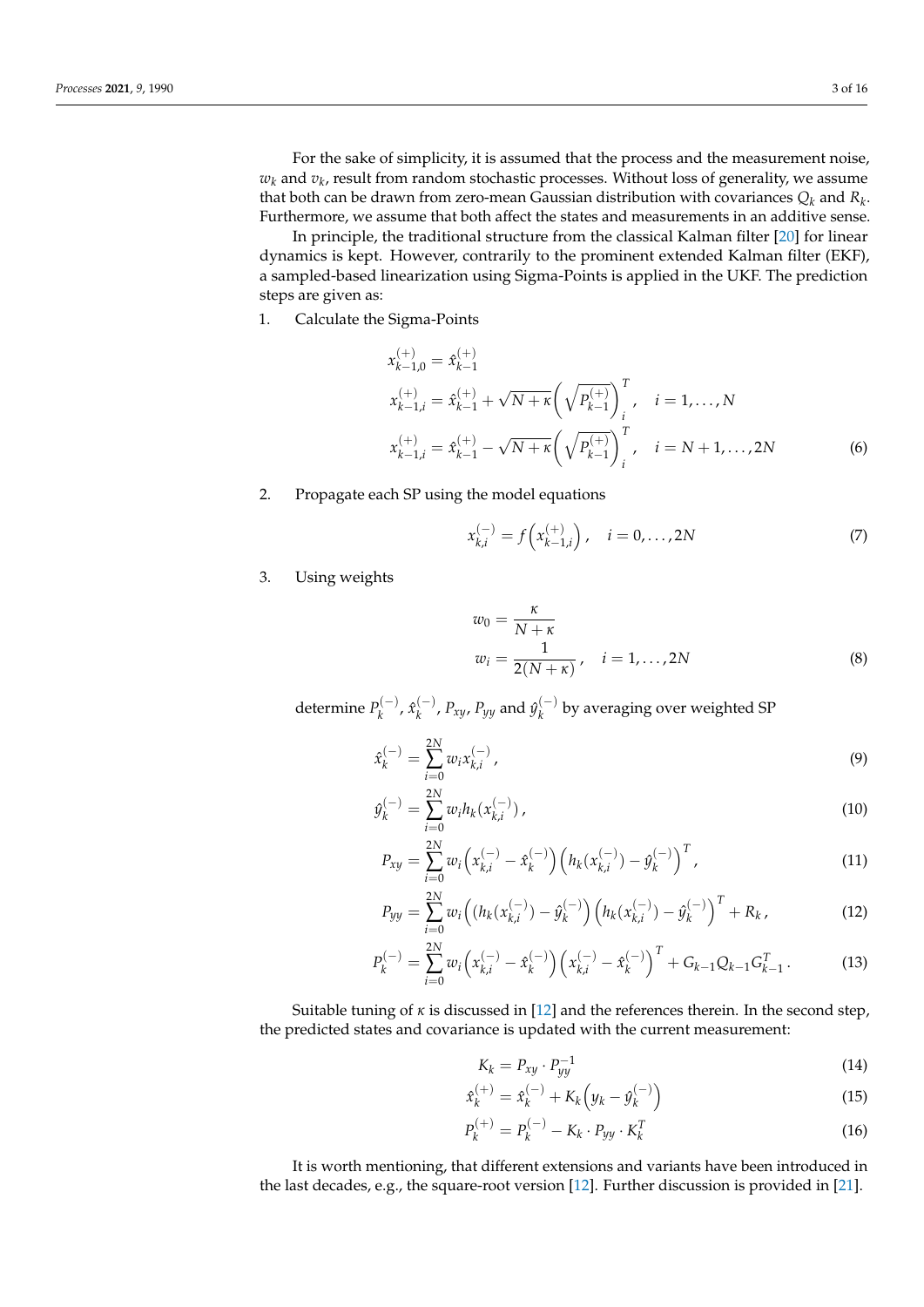For the sake of simplicity, it is assumed that the process and the measurement noise, $w_k$ and $v_k$, result from random stochastic processes. Without loss of generality, we assume that both can be drawn from zero-mean Gaussian distribution with covariances $Q_k$ and $R_k$. Furthermore, we assume that both affect the states and measurements in an additive sense.

In principle, the traditional structure from the classical Kalman filter [20] for linear dynamics is kept. However, contrarily to the prominent extended Kalman filter (EKF), a sampled-based linearization using Sigma-Points is applied in the UKF. The prediction steps are given as:

1. Calculate the Sigma-Points

$$
\begin{aligned}
x_{k-1,0}^{(+)} &= \hat{x}_{k-1}^{(+)} \\
x_{k-1,i}^{(+)} &= \hat{x}_{k-1}^{(+)} + \sqrt{N+\kappa}\left(\sqrt{P_{k-1}^{(+)}}\right)_i^T, \quad i = 1, \ldots, N \\
x_{k-1,i}^{(+)} &= \hat{x}_{k-1}^{(+)} - \sqrt{N+\kappa}\left(\sqrt{P_{k-1}^{(+)}}\right)_i^T, \quad i = N+1, \ldots, 2N
\end{aligned} \tag{6}
$$

2. Propagate each SP using the model equations

$$
x_{k,i}^{(-)} = f\left(x_{k-1,i}^{(+)}\right), \quad i = 0, \ldots, 2N \tag{7}
$$

3. Using weights

$$
\begin{aligned}
w_0 &= \frac{\kappa}{N+\kappa} \\
w_i &= \frac{1}{2(N+\kappa)}, \quad i = 1, \ldots, 2N
\end{aligned} \tag{8}
$$

determine $P_k^{(-)}$, $\hat{x}_k^{(-)}$, $P_{xy}$, $P_{yy}$ and $\hat{y}_k^{(-)}$ by averaging over weighted SP

$$
\hat{x}_k^{(-)} = \sum_{i=0}^{2N} w_i x_{k,i}^{(-)}, \tag{9}
$$

$$
\hat{y}_k^{(-)} = \sum_{i=0}^{2N} w_i h_k(x_{k,i}^{(-)}), \tag{10}
$$

$$
P_{xy} = \sum_{i=0}^{2N} w_i \left(x_{k,i}^{(-)} - \hat{x}_k^{(-)}\right)\left(h_k(x_{k,i}^{(-)}) - \hat{y}_k^{(-)}\right)^T, \tag{11}
$$

$$
P_{yy} = \sum_{i=0}^{2N} w_i \left((h_k(x_{k,i}^{(-)}) - \hat{y}_k^{(-)}\right)\left(h_k(x_{k,i}^{(-)}) - \hat{y}_k^{(-)}\right)^T + R_k, \tag{12}
$$

$$
P_k^{(-)} = \sum_{i=0}^{2N} w_i \left(x_{k,i}^{(-)} - \hat{x}_k^{(-)}\right)\left(x_{k,i}^{(-)} - \hat{x}_k^{(-)}\right)^T + G_{k-1} Q_{k-1} G_{k-1}^T. \tag{13}
$$

Suitable tuning of $\kappa$ is discussed in [12] and the references therein. In the second step, the predicted states and covariance is updated with the current measurement:

$$
K_k = P_{xy} \cdot P_{yy}^{-1} \tag{14}
$$

$$
\hat{x}_k^{(+)} = \hat{x}_k^{(-)} + K_k\left(y_k - \hat{y}_k^{(-)}\right) \tag{15}
$$

$$
P_k^{(+)} = P_k^{(-)} - K_k \cdot P_{yy} \cdot K_k^T \tag{16}
$$

It is worth mentioning, that different extensions and variants have been introduced in the last decades, e.g., the square-root version [12]. Further discussion is provided in [21].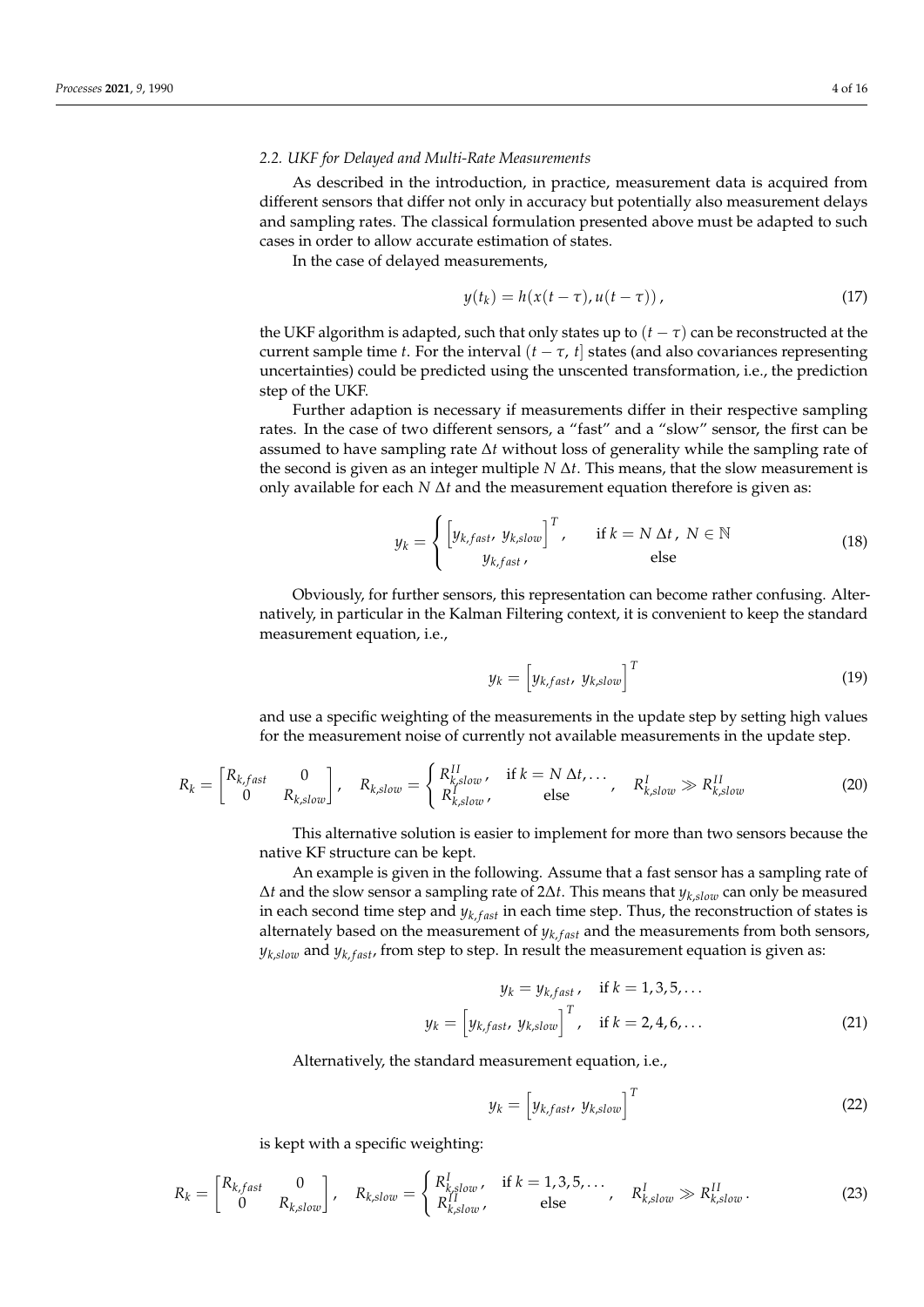### 2.2. UKF for Delayed and Multi-Rate Measurements

As described in the introduction, in practice, measurement data is acquired from different sensors that differ not only in accuracy but potentially also measurement delays and sampling rates. The classical formulation presented above must be adapted to such cases in order to allow accurate estimation of states.

In the case of delayed measurements,

$$y(t_k) = h(x(t-\tau), u(t-\tau)), \tag{17}$$

the UKF algorithm is adapted, such that only states up to $(t-\tau)$ can be reconstructed at the current sample time $t$. For the interval $(t-\tau,\, t]$ states (and also covariances representing uncertainties) could be predicted using the unscented transformation, i.e., the prediction step of the UKF.

Further adaption is necessary if measurements differ in their respective sampling rates. In the case of two different sensors, a "fast" and a "slow" sensor, the first can be assumed to have sampling rate $\Delta t$ without loss of generality while the sampling rate of the second is given as an integer multiple $N\,\Delta t$. This means, that the slow measurement is only available for each $N\,\Delta t$ and the measurement equation therefore is given as:

$$y_k = \begin{cases} \left[y_{k,fast},\ y_{k,slow}\right]^T, & \text{if } k = N\,\Delta t,\ N \in \mathbb{N} \\ y_{k,fast}, & \text{else} \end{cases} \tag{18}$$

Obviously, for further sensors, this representation can become rather confusing. Alternatively, in particular in the Kalman Filtering context, it is convenient to keep the standard measurement equation, i.e.,

$$y_k = \left[y_{k,fast},\ y_{k,slow}\right]^T \tag{19}$$

and use a specific weighting of the measurements in the update step by setting high values for the measurement noise of currently not available measurements in the update step.

$$R_k = \begin{bmatrix} R_{k,fast} & 0 \\ 0 & R_{k,slow} \end{bmatrix}, \quad R_{k,slow} = \begin{cases} R^{II}_{k,slow}, & \text{if } k = N\,\Delta t, \dots \\ R^{I}_{k,slow}, & \text{else} \end{cases}, \quad R^{I}_{k,slow} \gg R^{II}_{k,slow} \tag{20}$$

This alternative solution is easier to implement for more than two sensors because the native KF structure can be kept.

An example is given in the following. Assume that a fast sensor has a sampling rate of $\Delta t$ and the slow sensor a sampling rate of $2\Delta t$. This means that $y_{k,slow}$ can only be measured in each second time step and $y_{k,fast}$ in each time step. Thus, the reconstruction of states is alternately based on the measurement of $y_{k,fast}$ and the measurements from both sensors, $y_{k,slow}$ and $y_{k,fast}$, from step to step. In result the measurement equation is given as:

$$\begin{aligned} y_k &= y_{k,fast}, \quad \text{if } k = 1,3,5,\dots \\ y_k &= \left[y_{k,fast},\ y_{k,slow}\right]^T, \quad \text{if } k = 2,4,6,\dots \end{aligned} \tag{21}$$

Alternatively, the standard measurement equation, i.e.,

$$y_k = \left[y_{k,fast},\ y_{k,slow}\right]^T \tag{22}$$

is kept with a specific weighting:

$$R_k = \begin{bmatrix} R_{k,fast} & 0 \\ 0 & R_{k,slow} \end{bmatrix}, \quad R_{k,slow} = \begin{cases} R^{I}_{k,slow}, & \text{if } k = 1,3,5,\dots \\ R^{II}_{k,slow}, & \text{else} \end{cases}, \quad R^{I}_{k,slow} \gg R^{II}_{k,slow}. \tag{23}$$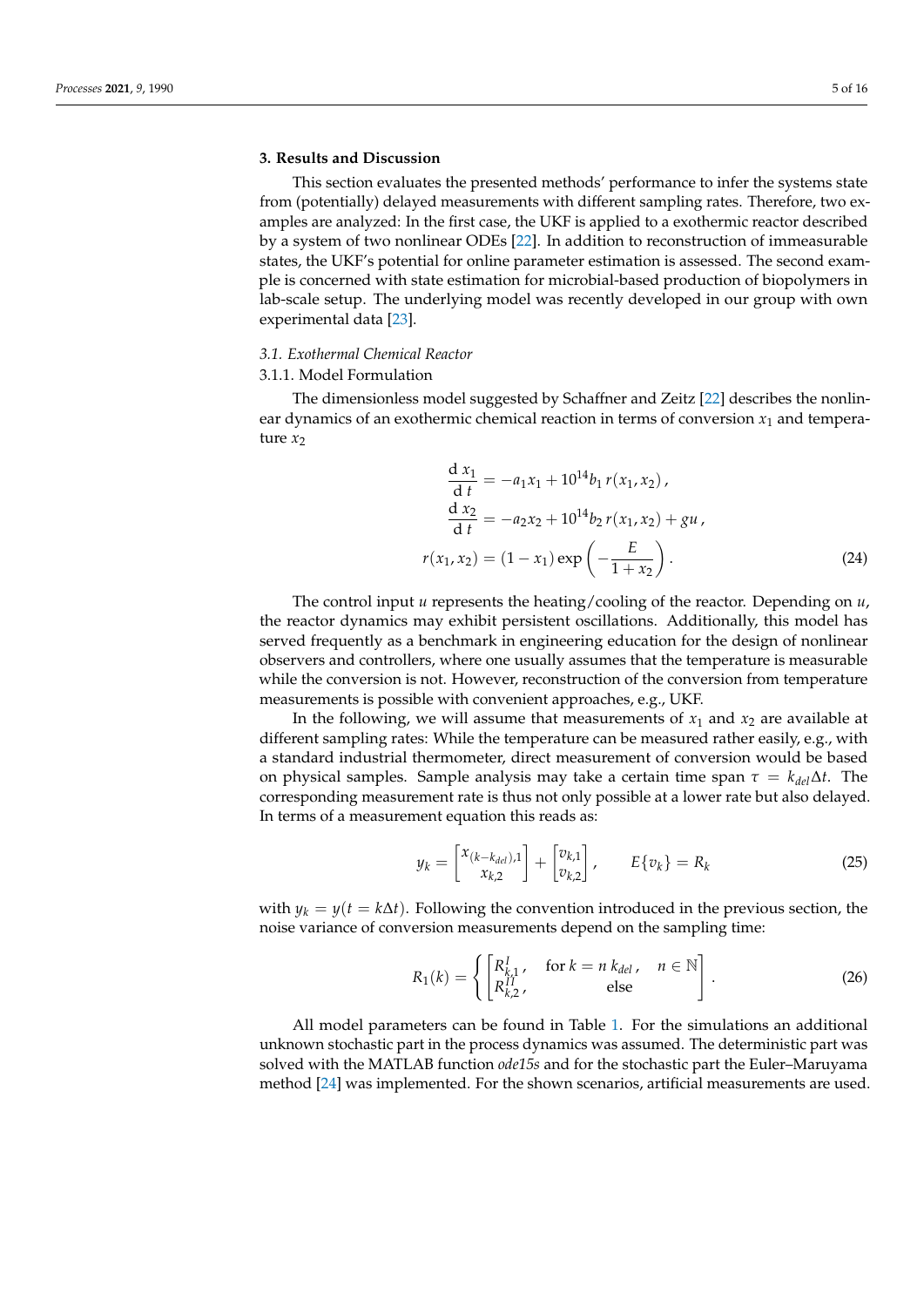## 3. Results and Discussion

This section evaluates the presented methods' performance to infer the systems state from (potentially) delayed measurements with different sampling rates. Therefore, two examples are analyzed: In the first case, the UKF is applied to a exothermic reactor described by a system of two nonlinear ODEs [22]. In addition to reconstruction of immeasurable states, the UKF's potential for online parameter estimation is assessed. The second example is concerned with state estimation for microbial-based production of biopolymers in lab-scale setup. The underlying model was recently developed in our group with own experimental data [23].

### *3.1. Exothermal Chemical Reactor*

#### 3.1.1. Model Formulation

The dimensionless model suggested by Schaffner and Zeitz [22] describes the nonlinear dynamics of an exothermic chemical reaction in terms of conversion $x_1$ and temperature $x_2$

$$
\begin{aligned}
\frac{\mathrm{d}\, x_1}{\mathrm{d}\, t} &= -a_1 x_1 + 10^{14} b_1\, r(x_1, x_2)\,, \\
\frac{\mathrm{d}\, x_2}{\mathrm{d}\, t} &= -a_2 x_2 + 10^{14} b_2\, r(x_1, x_2) + g u\,, \\
r(x_1, x_2) &= (1 - x_1) \exp\left(-\frac{E}{1 + x_2}\right).
\end{aligned}
\tag{24}
$$

The control input $u$ represents the heating/cooling of the reactor. Depending on $u$, the reactor dynamics may exhibit persistent oscillations. Additionally, this model has served frequently as a benchmark in engineering education for the design of nonlinear observers and controllers, where one usually assumes that the temperature is measurable while the conversion is not. However, reconstruction of the conversion from temperature measurements is possible with convenient approaches, e.g., UKF.

In the following, we will assume that measurements of $x_1$ and $x_2$ are available at different sampling rates: While the temperature can be measured rather easily, e.g., with a standard industrial thermometer, direct measurement of conversion would be based on physical samples. Sample analysis may take a certain time span $\tau = k_{del} \Delta t$. The corresponding measurement rate is thus not only possible at a lower rate but also delayed. In terms of a measurement equation this reads as:

$$
y_k = \begin{bmatrix} x_{(k-k_{del}),1} \\ x_{k,2} \end{bmatrix} + \begin{bmatrix} v_{k,1} \\ v_{k,2} \end{bmatrix}, \qquad E\{v_k\} = R_k
\tag{25}
$$

with $y_k = y(t = k\Delta t)$. Following the convention introduced in the previous section, the noise variance of conversion measurements depend on the sampling time:

$$
R_1(k) = \left\{ \begin{bmatrix} R^{I}_{k,1}\,, & \text{for } k = n\, k_{del}\,, \quad n \in \mathbb{N} \\ R^{II}_{k,2}\,, & \text{else} \end{bmatrix} \right. .
\tag{26}
$$

All model parameters can be found in Table 1. For the simulations an additional unknown stochastic part in the process dynamics was assumed. The deterministic part was solved with the MATLAB function *ode15s* and for the stochastic part the Euler–Maruyama method [24] was implemented. For the shown scenarios, artificial measurements are used.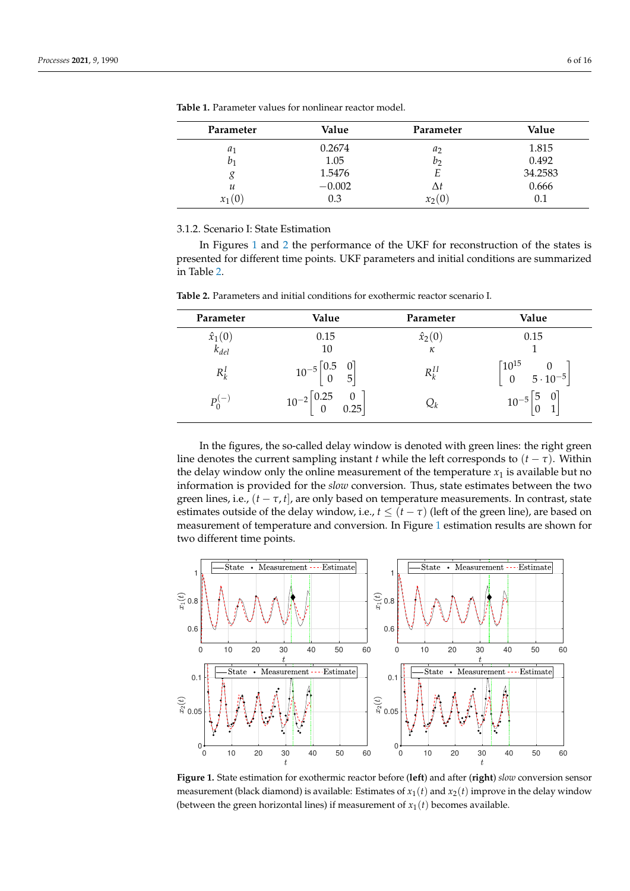**Table 1.** Parameter values for nonlinear reactor model.

| Parameter | Value | Parameter | Value |
|---|---|---|---|
| $a_1$ | 0.2674 | $a_2$ | 1.815 |
| $b_1$ | 1.05 | $b_2$ | 0.492 |
| $g$ | 1.5476 | $E$ | 34.2583 |
| $u$ | $-0.002$ | $\Delta t$ | 0.666 |
| $x_1(0)$ | 0.3 | $x_2(0)$ | 0.1 |

### 3.1.2. Scenario I: State Estimation

In Figures 1 and 2 the performance of the UKF for reconstruction of the states is presented for different time points. UKF parameters and initial conditions are summarized in Table 2.

**Table 2.** Parameters and initial conditions for exothermic reactor scenario I.

| Parameter | Value | Parameter | Value |
|---|---|---|---|
| $\hat{x}_1(0)$ | 0.15 | $\hat{x}_2(0)$ | 0.15 |
| $k_{del}$ | 10 | $\kappa$ | 1 |
| $R_k^I$ | $10^{-5}\begin{bmatrix}0.5 & 0\\ 0 & 5\end{bmatrix}$ | $R_k^{II}$ | $\begin{bmatrix}10^{15} & 0\\ 0 & 5\cdot 10^{-5}\end{bmatrix}$ |
| $P_0^{(-)}$ | $10^{-2}\begin{bmatrix}0.25 & 0\\ 0 & 0.25\end{bmatrix}$ | $Q_k$ | $10^{-5}\begin{bmatrix}5 & 0\\ 0 & 1\end{bmatrix}$ |

In the figures, the so-called delay window is denoted with green lines: the right green line denotes the current sampling instant $t$ while the left corresponds to $(t-\tau)$. Within the delay window only the online measurement of the temperature $x_1$ is available but no information is provided for the *slow* conversion. Thus, state estimates between the two green lines, i.e., $(t-\tau, t]$, are only based on temperature measurements. In contrast, state estimates outside of the delay window, i.e., $t \leq (t-\tau)$ (left of the green line), are based on measurement of temperature and conversion. In Figure 1 estimation results are shown for two different time points.

**Figure 1.** State estimation for exothermic reactor before (**left**) and after (**right**) *slow* conversion sensor measurement (black diamond) is available: Estimates of $x_1(t)$ and $x_2(t)$ improve in the delay window (between the green horizontal lines) if measurement of $x_1(t)$ becomes available.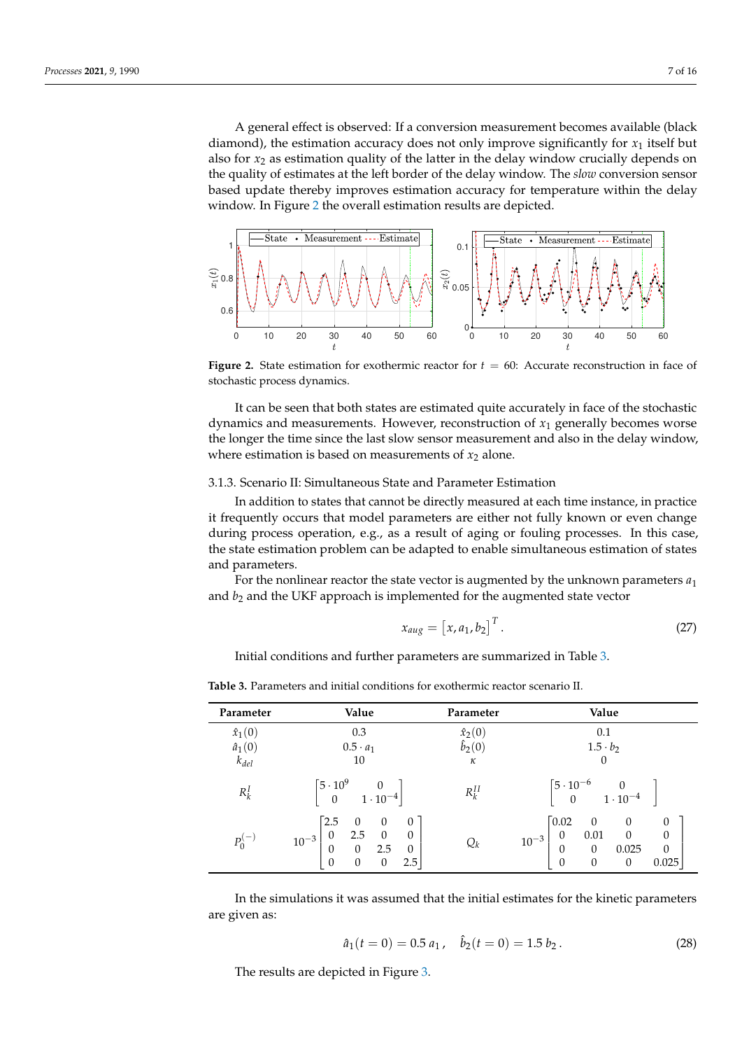A general effect is observed: If a conversion measurement becomes available (black diamond), the estimation accuracy does not only improve significantly for $x_1$ itself but also for $x_2$ as estimation quality of the latter in the delay window crucially depends on the quality of estimates at the left border of the delay window. The *slow* conversion sensor based update thereby improves estimation accuracy for temperature within the delay window. In Figure 2 the overall estimation results are depicted.

**Figure 2.** State estimation for exothermic reactor for $t = 60$: Accurate reconstruction in face of stochastic process dynamics.

It can be seen that both states are estimated quite accurately in face of the stochastic dynamics and measurements. However, reconstruction of $x_1$ generally becomes worse the longer the time since the last slow sensor measurement and also in the delay window, where estimation is based on measurements of $x_2$ alone.

#### 3.1.3. Scenario II: Simultaneous State and Parameter Estimation

In addition to states that cannot be directly measured at each time instance, in practice it frequently occurs that model parameters are either not fully known or even change during process operation, e.g., as a result of aging or fouling processes. In this case, the state estimation problem can be adapted to enable simultaneous estimation of states and parameters.

For the nonlinear reactor the state vector is augmented by the unknown parameters $a_1$ and $b_2$ and the UKF approach is implemented for the augmented state vector

$$x_{aug} = \left[x, a_1, b_2\right]^T. \tag{27}$$

Initial conditions and further parameters are summarized in Table 3.

**Table 3.** Parameters and initial conditions for exothermic reactor scenario II.

| Parameter | Value | Parameter | Value |
|---|---|---|---|
| $\hat{x}_1(0)$ | 0.3 | $\hat{x}_2(0)$ | 0.1 |
| $\hat{a}_1(0)$ | $0.5 \cdot a_1$ | $\hat{b}_2(0)$ | $1.5 \cdot b_2$ |
| $k_{del}$ | 10 | $\kappa$ | 0 |
| $R_k^I$ | $\begin{bmatrix} 5 \cdot 10^9 & 0 \\ 0 & 1 \cdot 10^{-4} \end{bmatrix}$ | $R_k^{II}$ | $\begin{bmatrix} 5 \cdot 10^{-6} & 0 \\ 0 & 1 \cdot 10^{-4} \end{bmatrix}$ |
| $P_0^{(-)}$ | $10^{-3} \begin{bmatrix} 2.5 & 0 & 0 & 0 \\ 0 & 2.5 & 0 & 0 \\ 0 & 0 & 2.5 & 0 \\ 0 & 0 & 0 & 2.5 \end{bmatrix}$ | $Q_k$ | $10^{-3} \begin{bmatrix} 0.02 & 0 & 0 & 0 \\ 0 & 0.01 & 0 & 0 \\ 0 & 0 & 0.025 & 0 \\ 0 & 0 & 0 & 0.025 \end{bmatrix}$ |

In the simulations it was assumed that the initial estimates for the kinetic parameters are given as:

$$\hat{a}_1(t=0) = 0.5\, a_1\,, \quad \hat{b}_2(t=0) = 1.5\, b_2\,. \tag{28}$$

The results are depicted in Figure 3.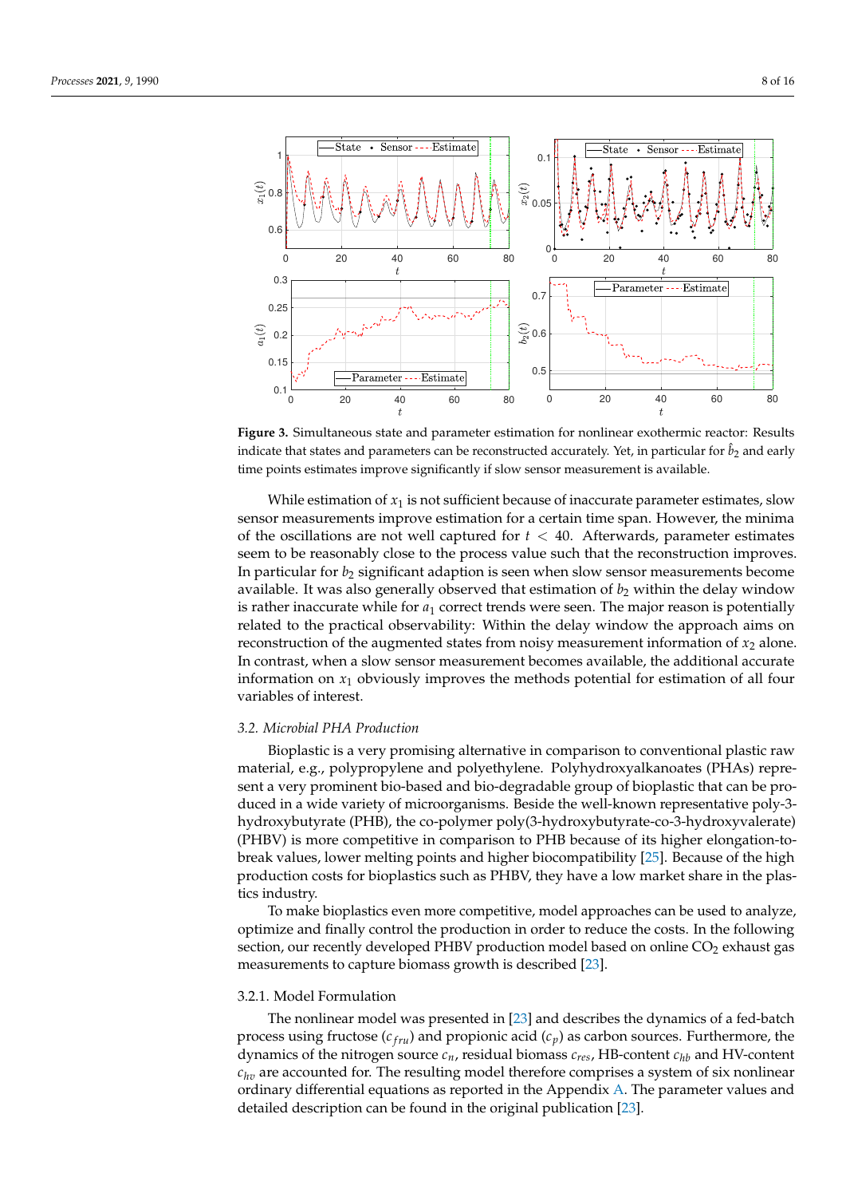**Figure 3.** Simultaneous state and parameter estimation for nonlinear exothermic reactor: Results indicate that states and parameters can be reconstructed accurately. Yet, in particular for $\hat{b}_2$ and early time points estimates improve significantly if slow sensor measurement is available.

While estimation of $x_1$ is not sufficient because of inaccurate parameter estimates, slow sensor measurements improve estimation for a certain time span. However, the minima of the oscillations are not well captured for $t < 40$. Afterwards, parameter estimates seem to be reasonably close to the process value such that the reconstruction improves. In particular for $b_2$ significant adaption is seen when slow sensor measurements become available. It was also generally observed that estimation of $b_2$ within the delay window is rather inaccurate while for $a_1$ correct trends were seen. The major reason is potentially related to the practical observability: Within the delay window the approach aims on reconstruction of the augmented states from noisy measurement information of $x_2$ alone. In contrast, when a slow sensor measurement becomes available, the additional accurate information on $x_1$ obviously improves the methods potential for estimation of all four variables of interest.

### 3.2. Microbial PHA Production

Bioplastic is a very promising alternative in comparison to conventional plastic raw material, e.g., polypropylene and polyethylene. Polyhydroxyalkanoates (PHAs) represent a very prominent bio-based and bio-degradable group of bioplastic that can be produced in a wide variety of microorganisms. Beside the well-known representative poly-3-hydroxybutyrate (PHB), the co-polymer poly(3-hydroxybutyrate-co-3-hydroxyvalerate) (PHBV) is more competitive in comparison to PHB because of its higher elongation-to-break values, lower melting points and higher biocompatibility [25]. Because of the high production costs for bioplastics such as PHBV, they have a low market share in the plastics industry.

To make bioplastics even more competitive, model approaches can be used to analyze, optimize and finally control the production in order to reduce the costs. In the following section, our recently developed PHBV production model based on online $CO_2$ exhaust gas measurements to capture biomass growth is described [23].

#### 3.2.1. Model Formulation

The nonlinear model was presented in [23] and describes the dynamics of a fed-batch process using fructose ($c_{fru}$) and propionic acid ($c_p$) as carbon sources. Furthermore, the dynamics of the nitrogen source $c_n$, residual biomass $c_{res}$, HB-content $c_{hb}$ and HV-content $c_{hv}$ are accounted for. The resulting model therefore comprises a system of six nonlinear ordinary differential equations as reported in the Appendix A. The parameter values and detailed description can be found in the original publication [23].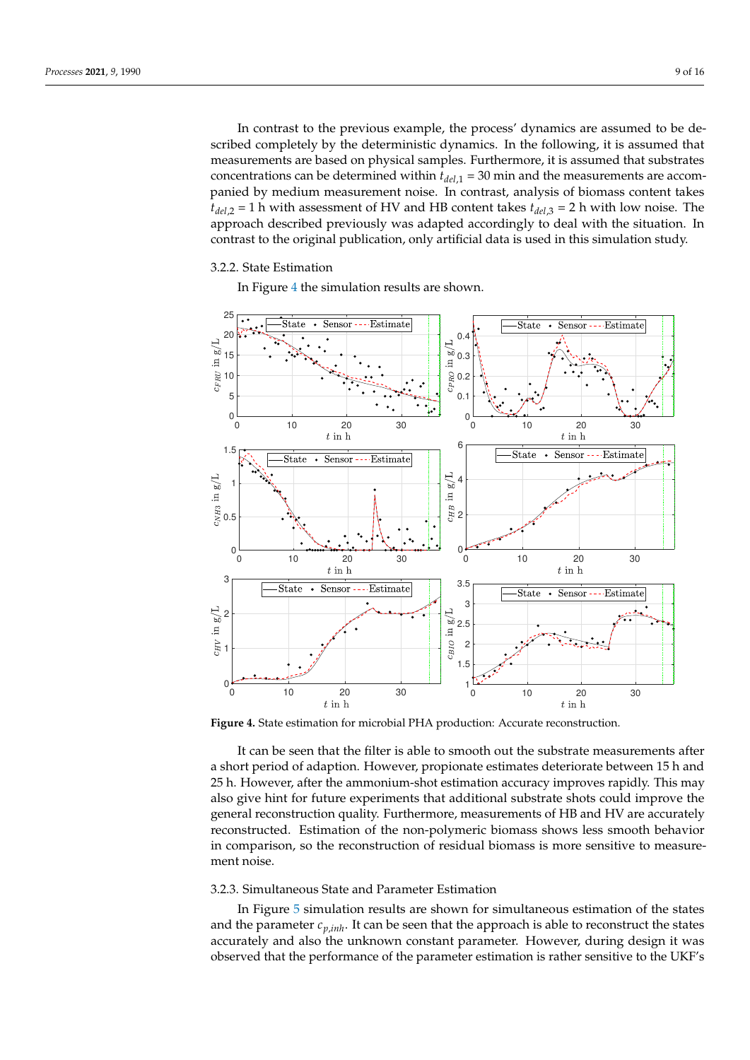In contrast to the previous example, the process' dynamics are assumed to be described completely by the deterministic dynamics. In the following, it is assumed that measurements are based on physical samples. Furthermore, it is assumed that substrates concentrations can be determined within $t_{del,1}$ = 30 min and the measurements are accompanied by medium measurement noise. In contrast, analysis of biomass content takes $t_{del,2}$ = 1 h with assessment of HV and HB content takes $t_{del,3}$ = 2 h with low noise. The approach described previously was adapted accordingly to deal with the situation. In contrast to the original publication, only artificial data is used in this simulation study.

### 3.2.2. State Estimation

In Figure 4 the simulation results are shown.

**Figure 4.** State estimation for microbial PHA production: Accurate reconstruction.

It can be seen that the filter is able to smooth out the substrate measurements after a short period of adaption. However, propionate estimates deteriorate between 15 h and 25 h. However, after the ammonium-shot estimation accuracy improves rapidly. This may also give hint for future experiments that additional substrate shots could improve the general reconstruction quality. Furthermore, measurements of HB and HV are accurately reconstructed. Estimation of the non-polymeric biomass shows less smooth behavior in comparison, so the reconstruction of residual biomass is more sensitive to measurement noise.

### 3.2.3. Simultaneous State and Parameter Estimation

In Figure 5 simulation results are shown for simultaneous estimation of the states and the parameter $c_{p,inh}$. It can be seen that the approach is able to reconstruct the states accurately and also the unknown constant parameter. However, during design it was observed that the performance of the parameter estimation is rather sensitive to the UKF's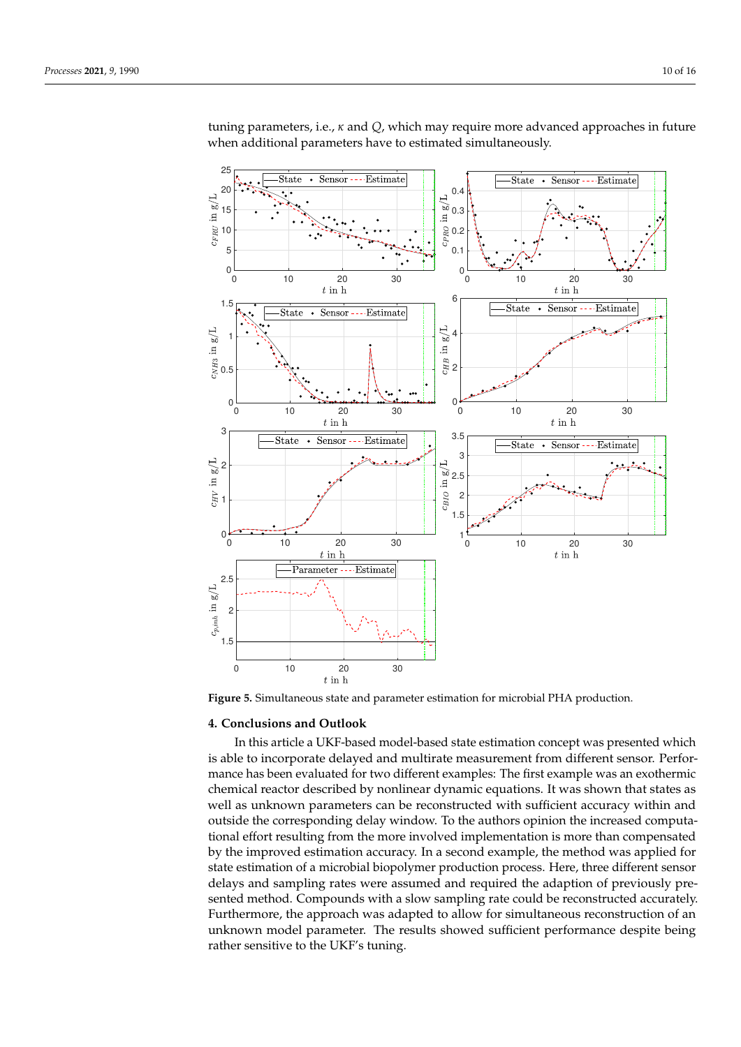tuning parameters, i.e., $\kappa$ and $Q$, which may require more advanced approaches in future when additional parameters have to estimated simultaneously.

**Figure 5.** Simultaneous state and parameter estimation for microbial PHA production.

## 4. Conclusions and Outlook

In this article a UKF-based model-based state estimation concept was presented which is able to incorporate delayed and multirate measurement from different sensor. Performance has been evaluated for two different examples: The first example was an exothermic chemical reactor described by nonlinear dynamic equations. It was shown that states as well as unknown parameters can be reconstructed with sufficient accuracy within and outside the corresponding delay window. To the authors opinion the increased computational effort resulting from the more involved implementation is more than compensated by the improved estimation accuracy. In a second example, the method was applied for state estimation of a microbial biopolymer production process. Here, three different sensor delays and sampling rates were assumed and required the adaption of previously presented method. Compounds with a slow sampling rate could be reconstructed accurately. Furthermore, the approach was adapted to allow for simultaneous reconstruction of an unknown model parameter. The results showed sufficient performance despite being rather sensitive to the UKF's tuning.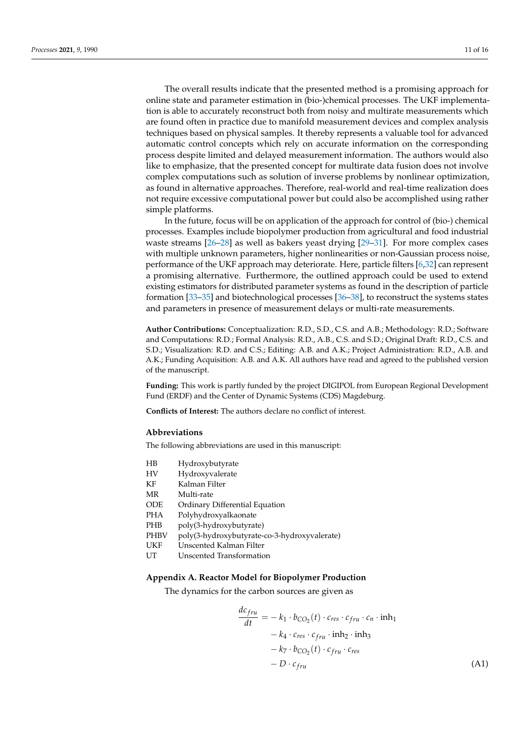The overall results indicate that the presented method is a promising approach for online state and parameter estimation in (bio-)chemical processes. The UKF implementation is able to accurately reconstruct both from noisy and multirate measurements which are found often in practice due to manifold measurement devices and complex analysis techniques based on physical samples. It thereby represents a valuable tool for advanced automatic control concepts which rely on accurate information on the corresponding process despite limited and delayed measurement information. The authors would also like to emphasize, that the presented concept for multirate data fusion does not involve complex computations such as solution of inverse problems by nonlinear optimization, as found in alternative approaches. Therefore, real-world and real-time realization does not require excessive computational power but could also be accomplished using rather simple platforms.

In the future, focus will be on application of the approach for control of (bio-) chemical processes. Examples include biopolymer production from agricultural and food industrial waste streams [26–28] as well as bakers yeast drying [29–31]. For more complex cases with multiple unknown parameters, higher nonlinearities or non-Gaussian process noise, performance of the UKF approach may deteriorate. Here, particle filters [6,32] can represent a promising alternative. Furthermore, the outlined approach could be used to extend existing estimators for distributed parameter systems as found in the description of particle formation [33–35] and biotechnological processes [36–38], to reconstruct the systems states and parameters in presence of measurement delays or multi-rate measurements.

**Author Contributions:** Conceptualization: R.D., S.D., C.S. and A.B.; Methodology: R.D.; Software and Computations: R.D.; Formal Analysis: R.D., A.B., C.S. and S.D.; Original Draft: R.D., C.S. and S.D.; Visualization: R.D. and C.S.; Editing: A.B. and A.K.; Project Administration: R.D., A.B. and A.K.; Funding Acquisition: A.B. and A.K. All authors have read and agreed to the published version of the manuscript.

**Funding:** This work is partly funded by the project DIGIPOL from European Regional Development Fund (ERDF) and the Center of Dynamic Systems (CDS) Magdeburg.

**Conflicts of Interest:** The authors declare no conflict of interest.

## Abbreviations

The following abbreviations are used in this manuscript:

| | |
|---|---|
| HB | Hydroxybutyrate |
| HV | Hydroxyvalerate |
| KF | Kalman Filter |
| MR | Multi-rate |
| ODE | Ordinary Differential Equation |
| PHA | Polyhydroxyalkaonate |
| PHB | poly(3-hydroxybutyrate) |
| PHBV | poly(3-hydroxybutyrate-co-3-hydroxyvalerate) |
| UKF | Unscented Kalman Filter |
| UT | Unscented Transformation |

## Appendix A. Reactor Model for Biopolymer Production

The dynamics for the carbon sources are given as

$$
\begin{aligned}
\frac{dc_{fru}}{dt} = &- k_1 \cdot b_{CO_2}(t) \cdot c_{res} \cdot c_{fru} \cdot c_n \cdot \mathrm{inh}_1 \\
&- k_4 \cdot c_{res} \cdot c_{fru} \cdot \mathrm{inh}_2 \cdot \mathrm{inh}_3 \\
&- k_7 \cdot b_{CO_2}(t) \cdot c_{fru} \cdot c_{res} \\
&- D \cdot c_{fru}
\end{aligned}
\tag{A1}
$$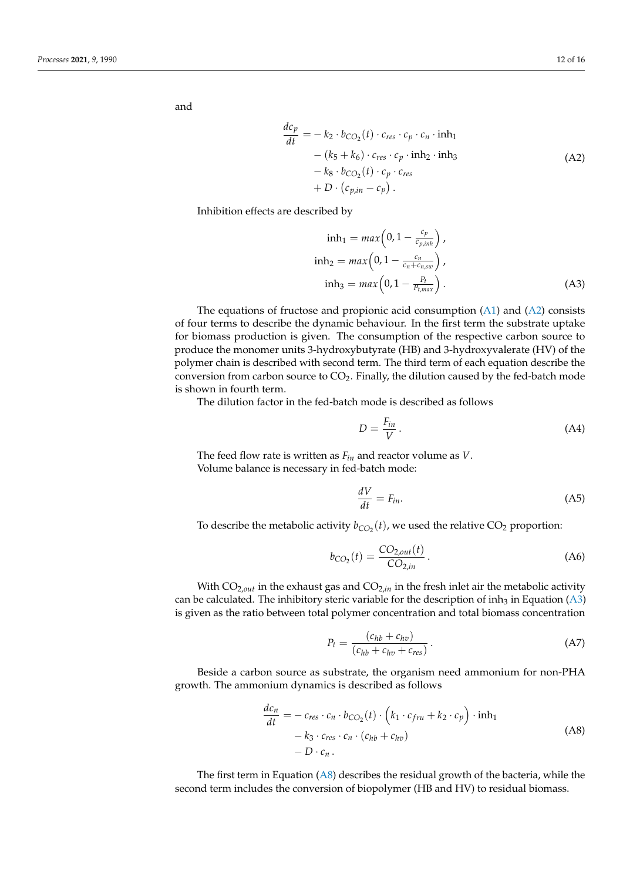and

$$
\begin{aligned}
\frac{dc_p}{dt} = & - k_2 \cdot b_{CO_2}(t) \cdot c_{res} \cdot c_p \cdot c_n \cdot \text{inh}_1 \\
& - (k_5 + k_6) \cdot c_{res} \cdot c_p \cdot \text{inh}_2 \cdot \text{inh}_3 \\
& - k_8 \cdot b_{CO_2}(t) \cdot c_p \cdot c_{res} \\
& + D \cdot \left(c_{p,in} - c_p\right) .
\end{aligned} \tag{A2}
$$

Inhibition effects are described by

$$
\begin{aligned}
\text{inh}_1 &= max\left(0, 1 - \tfrac{c_p}{c_{p,inh}}\right), \\
\text{inh}_2 &= max\left(0, 1 - \tfrac{c_n}{c_n + c_{n,sw}}\right), \\
\text{inh}_3 &= max\left(0, 1 - \tfrac{P_t}{P_{t,max}}\right).
\end{aligned} \tag{A3}
$$

The equations of fructose and propionic acid consumption (A1) and (A2) consists of four terms to describe the dynamic behaviour. In the first term the substrate uptake for biomass production is given. The consumption of the respective carbon source to produce the monomer units 3-hydroxybutyrate (HB) and 3-hydroxyvalerate (HV) of the polymer chain is described with second term. The third term of each equation describe the conversion from carbon source to $CO_2$. Finally, the dilution caused by the fed-batch mode is shown in fourth term.

The dilution factor in the fed-batch mode is described as follows

$$
D = \frac{F_{in}}{V} . \tag{A4}
$$

The feed flow rate is written as $F_{in}$ and reactor volume as $V$.
Volume balance is necessary in fed-batch mode:

$$
\frac{dV}{dt} = F_{in}. \tag{A5}
$$

To describe the metabolic activity $b_{CO_2}(t)$, we used the relative $CO_2$ proportion:

$$
b_{CO_2}(t) = \frac{CO_{2,out}(t)}{CO_{2,in}} . \tag{A6}
$$

With $CO_{2,out}$ in the exhaust gas and $CO_{2,in}$ in the fresh inlet air the metabolic activity can be calculated. The inhibitory steric variable for the description of $\text{inh}_3$ in Equation (A3) is given as the ratio between total polymer concentration and total biomass concentration

$$
P_t = \frac{(c_{hb} + c_{hv})}{(c_{hb} + c_{hv} + c_{res})} . \tag{A7}
$$

Beside a carbon source as substrate, the organism need ammonium for non-PHA growth. The ammonium dynamics is described as follows

$$
\begin{aligned}
\frac{dc_n}{dt} = & - c_{res} \cdot c_n \cdot b_{CO_2}(t) \cdot \left(k_1 \cdot c_{fru} + k_2 \cdot c_p\right) \cdot \text{inh}_1 \\
& - k_3 \cdot c_{res} \cdot c_n \cdot (c_{hb} + c_{hv}) \\
& - D \cdot c_n .
\end{aligned} \tag{A8}
$$

The first term in Equation (A8) describes the residual growth of the bacteria, while the second term includes the conversion of biopolymer (HB and HV) to residual biomass.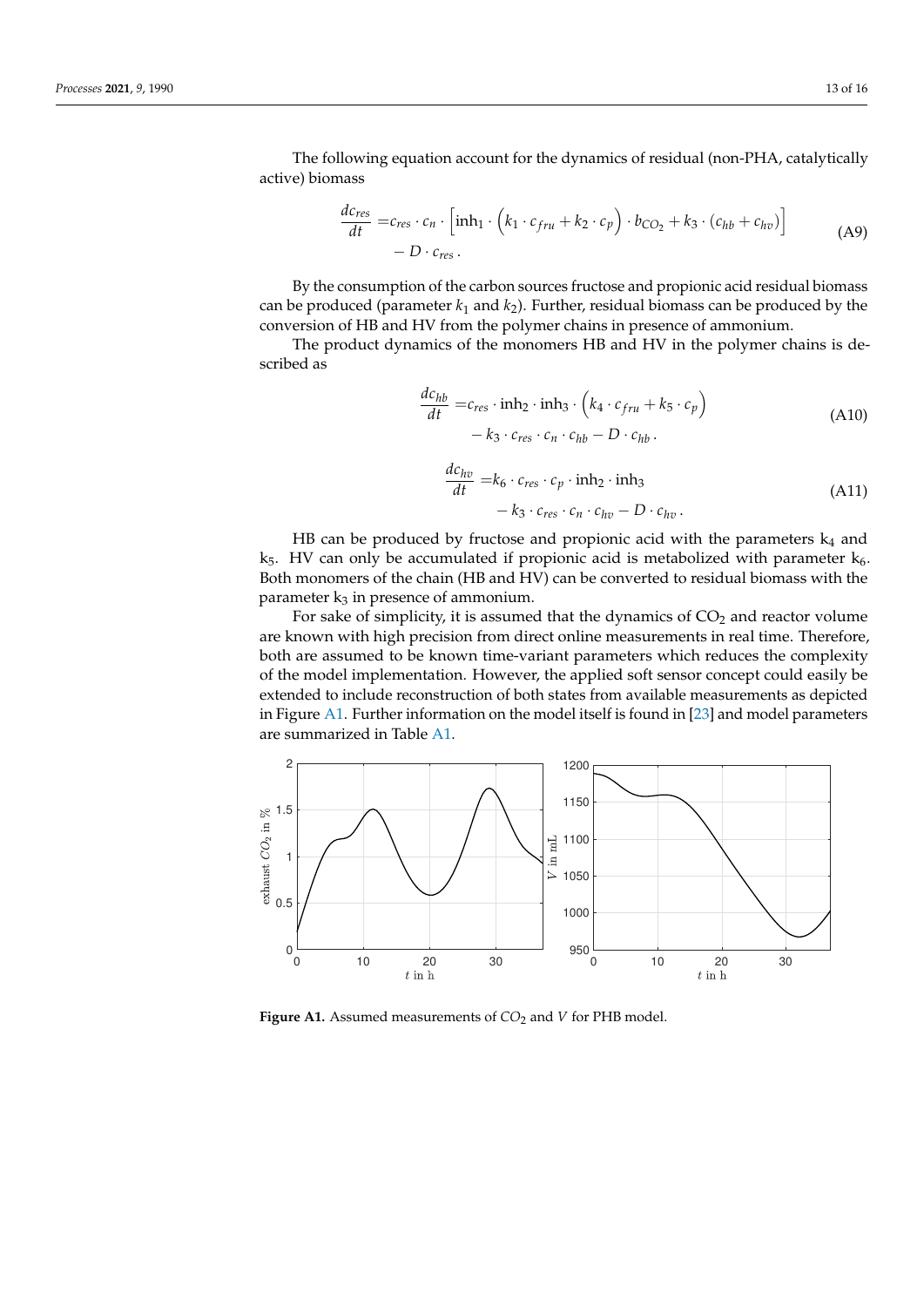The following equation account for the dynamics of residual (non-PHA, catalytically active) biomass

$$
\begin{aligned}
\frac{dc_{res}}{dt} =& c_{res} \cdot c_n \cdot \left[ \text{inh}_1 \cdot \left( k_1 \cdot c_{fru} + k_2 \cdot c_p \right) \cdot b_{CO_2} + k_3 \cdot (c_{hb} + c_{hv}) \right] \\
& - D \cdot c_{res} \,.
\end{aligned}
\tag{A9}
$$

By the consumption of the carbon sources fructose and propionic acid residual biomass can be produced (parameter $k_1$ and $k_2$). Further, residual biomass can be produced by the conversion of HB and HV from the polymer chains in presence of ammonium.

The product dynamics of the monomers HB and HV in the polymer chains is described as

$$
\begin{aligned}
\frac{dc_{hb}}{dt} =& c_{res} \cdot \text{inh}_2 \cdot \text{inh}_3 \cdot \left( k_4 \cdot c_{fru} + k_5 \cdot c_p \right) \\
& - k_3 \cdot c_{res} \cdot c_n \cdot c_{hb} - D \cdot c_{hb} \,.
\end{aligned}
\tag{A10}
$$

$$
\begin{aligned}
\frac{dc_{hv}}{dt} =& k_6 \cdot c_{res} \cdot c_p \cdot \text{inh}_2 \cdot \text{inh}_3 \\
& - k_3 \cdot c_{res} \cdot c_n \cdot c_{hv} - D \cdot c_{hv} \,.
\end{aligned}
\tag{A11}
$$

HB can be produced by fructose and propionic acid with the parameters $k_4$ and $k_5$. HV can only be accumulated if propionic acid is metabolized with parameter $k_6$. Both monomers of the chain (HB and HV) can be converted to residual biomass with the parameter $k_3$ in presence of ammonium.

For sake of simplicity, it is assumed that the dynamics of $CO_2$ and reactor volume are known with high precision from direct online measurements in real time. Therefore, both are assumed to be known time-variant parameters which reduces the complexity of the model implementation. However, the applied soft sensor concept could easily be extended to include reconstruction of both states from available measurements as depicted in Figure A1. Further information on the model itself is found in [23] and model parameters are summarized in Table A1.

**Figure A1.** Assumed measurements of $CO_2$ and $V$ for PHB model.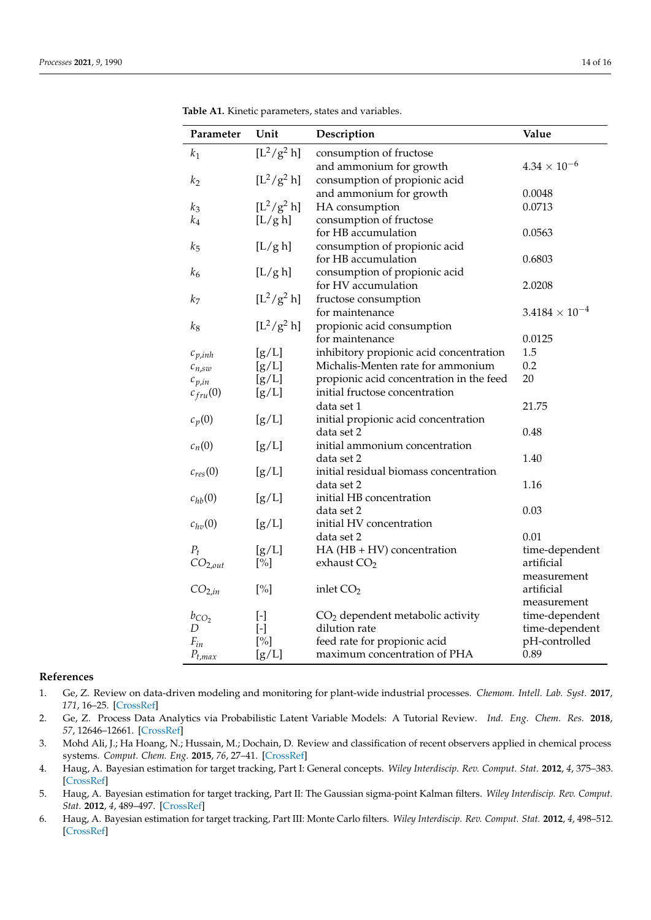**Table A1.** Kinetic parameters, states and variables.

| Parameter | Unit | Description | Value |
|---|---|---|---|
| $k_1$ | [$L^2/g^2$ h] | consumption of fructose and ammonium for growth | $4.34 \times 10^{-6}$ |
| $k_2$ | [$L^2/g^2$ h] | consumption of propionic acid and ammonium for growth | 0.0048 |
| $k_3$ | [$L^2/g^2$ h] | HA consumption | 0.0713 |
| $k_4$ | [L/g h] | consumption of fructose for HB accumulation | 0.0563 |
| $k_5$ | [L/g h] | consumption of propionic acid for HB accumulation | 0.6803 |
| $k_6$ | [L/g h] | consumption of propionic acid for HV accumulation | 2.0208 |
| $k_7$ | [$L^2/g^2$ h] | fructose consumption for maintenance | $3.4184 \times 10^{-4}$ |
| $k_8$ | [$L^2/g^2$ h] | propionic acid consumption for maintenance | 0.0125 |
| $c_{p,inh}$ | [g/L] | inhibitory propionic acid concentration | 1.5 |
| $c_{n,sw}$ | [g/L] | Michalis-Menten rate for ammonium | 0.2 |
| $c_{p,in}$ | [g/L] | propionic acid concentration in the feed | 20 |
| $c_{fru}(0)$ | [g/L] | initial fructose concentration data set 1 | 21.75 |
| $c_p(0)$ | [g/L] | initial propionic acid concentration data set 2 | 0.48 |
| $c_n(0)$ | [g/L] | initial ammonium concentration data set 2 | 1.40 |
| $c_{res}(0)$ | [g/L] | initial residual biomass concentration data set 2 | 1.16 |
| $c_{hb}(0)$ | [g/L] | initial HB concentration data set 2 | 0.03 |
| $c_{hv}(0)$ | [g/L] | initial HV concentration data set 2 | 0.01 |
| $P_t$ | [g/L] | HA (HB + HV) concentration | time-dependent |
| $CO_{2,out}$ | [%] | exhaust $CO_2$ | artificial measurement |
| $CO_{2,in}$ | [%] | inlet $CO_2$ | artificial measurement |
| $b_{CO_2}$ | [-] | $CO_2$ dependent metabolic activity | time-dependent |
| $D$ | [-] | dilution rate | time-dependent |
| $F_{in}$ | [%] | feed rate for propionic acid | pH-controlled |
| $P_{t,max}$ | [g/L] | maximum concentration of PHA | 0.89 |

## References

1. Ge, Z. Review on data-driven modeling and monitoring for plant-wide industrial processes. *Chemom. Intell. Lab. Syst.* **2017**, *171*, 16–25. [CrossRef]
2. Ge, Z. Process Data Analytics via Probabilistic Latent Variable Models: A Tutorial Review. *Ind. Eng. Chem. Res.* **2018**, *57*, 12646–12661. [CrossRef]
3. Mohd Ali, J.; Ha Hoang, N.; Hussain, M.; Dochain, D. Review and classification of recent observers applied in chemical process systems. *Comput. Chem. Eng.* **2015**, *76*, 27–41. [CrossRef]
4. Haug, A. Bayesian estimation for target tracking, Part I: General concepts. *Wiley Interdiscip. Rev. Comput. Stat.* **2012**, *4*, 375–383. [CrossRef]
5. Haug, A. Bayesian estimation for target tracking, Part II: The Gaussian sigma-point Kalman filters. *Wiley Interdiscip. Rev. Comput. Stat.* **2012**, *4*, 489–497. [CrossRef]
6. Haug, A. Bayesian estimation for target tracking, Part III: Monte Carlo filters. *Wiley Interdiscip. Rev. Comput. Stat.* **2012**, *4*, 498–512. [CrossRef]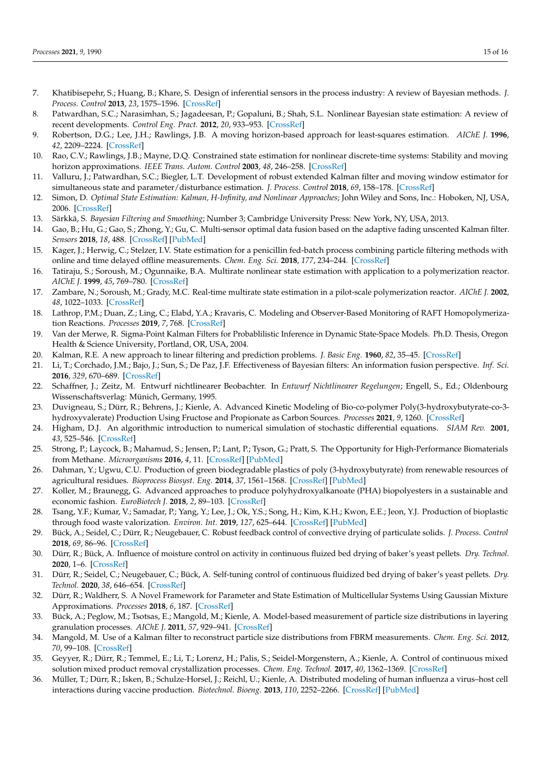7. Khatibisepehr, S.; Huang, B.; Khare, S. Design of inferential sensors in the process industry: A review of Bayesian methods. *J. Process. Control* **2013**, *23*, 1575–1596. [CrossRef]
8. Patwardhan, S.C.; Narasimhan, S.; Jagadeesan, P.; Gopaluni, B.; Shah, S.L. Nonlinear Bayesian state estimation: A review of recent developments. *Control Eng. Pract.* **2012**, *20*, 933–953. [CrossRef]
9. Robertson, D.G.; Lee, J.H.; Rawlings, J.B. A moving horizon-based approach for least-squares estimation. *AIChE J.* **1996**, *42*, 2209–2224. [CrossRef]
10. Rao, C.V.; Rawlings, J.B.; Mayne, D.Q. Constrained state estimation for nonlinear discrete-time systems: Stability and moving horizon approximations. *IEEE Trans. Autom. Control* **2003**, *48*, 246–258. [CrossRef]
11. Valluru, J.; Patwardhan, S.C.; Biegler, L.T. Development of robust extended Kalman filter and moving window estimator for simultaneous state and parameter/disturbance estimation. *J. Process. Control* **2018**, *69*, 158–178. [CrossRef]
12. Simon, D. *Optimal State Estimation: Kalman, H-Infinity, and Nonlinear Approaches*; John Wiley and Sons, Inc.: Hoboken, NJ, USA, 2006. [CrossRef]
13. Särkkä, S. *Bayesian Filtering and Smoothing*; Number 3; Cambridge University Press: New York, NY, USA, 2013.
14. Gao, B.; Hu, G.; Gao, S.; Zhong, Y.; Gu, C. Multi-sensor optimal data fusion based on the adaptive fading unscented Kalman filter. *Sensors* **2018**, *18*, 488. [CrossRef] [PubMed]
15. Kager, J.; Herwig, C.; Stelzer, I.V. State estimation for a penicillin fed-batch process combining particle filtering methods with online and time delayed offline measurements. *Chem. Eng. Sci.* **2018**, *177*, 234–244. [CrossRef]
16. Tatiraju, S.; Soroush, M.; Ogunnaike, B.A. Multirate nonlinear state estimation with application to a polymerization reactor. *AIChE J.* **1999**, *45*, 769–780. [CrossRef]
17. Zambare, N.; Soroush, M.; Grady, M.C. Real-time multirate state estimation in a pilot-scale polymerization reactor. *AIChE J.* **2002**, *48*, 1022–1033. [CrossRef]
18. Lathrop, P.M.; Duan, Z.; Ling, C.; Elabd, Y.A.; Kravaris, C. Modeling and Observer-Based Monitoring of RAFT Homopolymerization Reactions. *Processes* **2019**, *7*, 768. [CrossRef]
19. Van der Merwe, R. Sigma-Point Kalman Filters for Probablilistic Inference in Dynamic State-Space Models. Ph.D. Thesis, Oregon Health & Science University, Portland, OR, USA, 2004.
20. Kalman, R.E. A new approach to linear filtering and prediction problems. *J. Basic Eng.* **1960**, *82*, 35–45. [CrossRef]
21. Li, T.; Corchado, J.M.; Bajo, J.; Sun, S.; De Paz, J.F. Effectiveness of Bayesian filters: An information fusion perspective. *Inf. Sci.* **2016**, *329*, 670–689. [CrossRef]
22. Schaffner, J.; Zeitz, M. Entwurf nichtlinearer Beobachter. In *Entwurf Nichtlinearer Regelungen*; Engell, S., Ed.; Oldenbourg Wissenschaftsverlag: Münich, Germany, 1995.
23. Duvigneau, S.; Dürr, R.; Behrens, J.; Kienle, A. Advanced Kinetic Modeling of Bio-co-polymer Poly(3-hydroxybutyrate-co-3-hydroxyvalerate) Production Using Fructose and Propionate as Carbon Sources. *Processes* **2021**, *9*, 1260. [CrossRef]
24. Higham, D.J. An algorithmic introduction to numerical simulation of stochastic differential equations. *SIAM Rev.* **2001**, *43*, 525–546. [CrossRef]
25. Strong, P.; Laycock, B.; Mahamud, S.; Jensen, P.; Lant, P.; Tyson, G.; Pratt, S. The Opportunity for High-Performance Biomaterials from Methane. *Microorganisms* **2016**, *4*, 11. [CrossRef] [PubMed]
26. Dahman, Y.; Ugwu, C.U. Production of green biodegradable plastics of poly (3-hydroxybutyrate) from renewable resources of agricultural residues. *Bioprocess Biosyst. Eng.* **2014**, *37*, 1561–1568. [CrossRef] [PubMed]
27. Koller, M.; Braunegg, G. Advanced approaches to produce polyhydroxyalkanoate (PHA) biopolyesters in a sustainable and economic fashion. *EuroBiotech J.* **2018**, *2*, 89–103. [CrossRef]
28. Tsang, Y.F.; Kumar, V.; Samadar, P.; Yang, Y.; Lee, J.; Ok, Y.S.; Song, H.; Kim, K.H.; Kwon, E.E.; Jeon, Y.J. Production of bioplastic through food waste valorization. *Environ. Int.* **2019**, *127*, 625–644. [CrossRef] [PubMed]
29. Bück, A.; Seidel, C.; Dürr, R.; Neugebauer, C. Robust feedback control of convective drying of particulate solids. *J. Process. Control* **2018**, *69*, 86–96. [CrossRef]
30. Dürr, R.; Bück, A. Influence of moisture control on activity in continuous fluized bed drying of baker's yeast pellets. *Dry. Technol.* **2020**, 1–6. [CrossRef]
31. Dürr, R.; Seidel, C.; Neugebauer, C.; Bück, A. Self-tuning control of continuous fluidized bed drying of baker's yeast pellets. *Dry. Technol.* **2020**, *38*, 646–654. [CrossRef]
32. Dürr, R.; Waldherr, S. A Novel Framework for Parameter and State Estimation of Multicellular Systems Using Gaussian Mixture Approximations. *Processes* **2018**, *6*, 187. [CrossRef]
33. Bück, A.; Peglow, M.; Tsotsas, E.; Mangold, M.; Kienle, A. Model-based measurement of particle size distributions in layering granulation processes. *AIChE J.* **2011**, *57*, 929–941. [CrossRef]
34. Mangold, M. Use of a Kalman filter to reconstruct particle size distributions from FBRM measurements. *Chem. Eng. Sci.* **2012**, *70*, 99–108. [CrossRef]
35. Geyyer, R.; Dürr, R.; Temmel, E.; Li, T.; Lorenz, H.; Palis, S.; Seidel-Morgenstern, A.; Kienle, A. Control of continuous mixed solution mixed product removal crystallization processes. *Chem. Eng. Technol.* **2017**, *40*, 1362–1369. [CrossRef]
36. Müller, T.; Dürr, R.; Isken, B.; Schulze-Horsel, J.; Reichl, U.; Kienle, A. Distributed modeling of human influenza a virus–host cell interactions during vaccine production. *Biotechnol. Bioeng.* **2013**, *110*, 2252–2266. [CrossRef] [PubMed]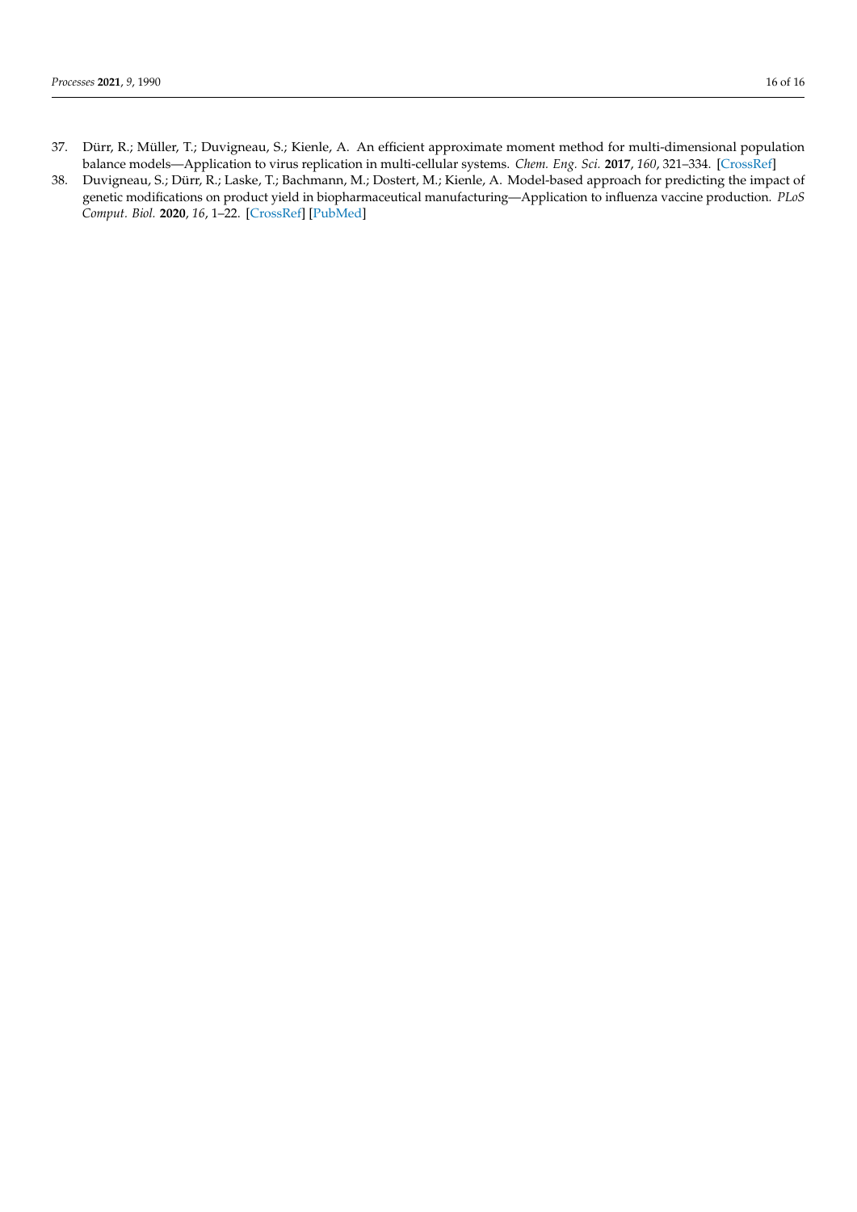37. Dürr, R.; Müller, T.; Duvigneau, S.; Kienle, A. An efficient approximate moment method for multi-dimensional population balance models—Application to virus replication in multi-cellular systems. *Chem. Eng. Sci.* **2017**, *160*, 321–334. [CrossRef]
38. Duvigneau, S.; Dürr, R.; Laske, T.; Bachmann, M.; Dostert, M.; Kienle, A. Model-based approach for predicting the impact of genetic modifications on product yield in biopharmaceutical manufacturing—Application to influenza vaccine production. *PLoS Comput. Biol.* **2020**, *16*, 1–22. [CrossRef] [PubMed]